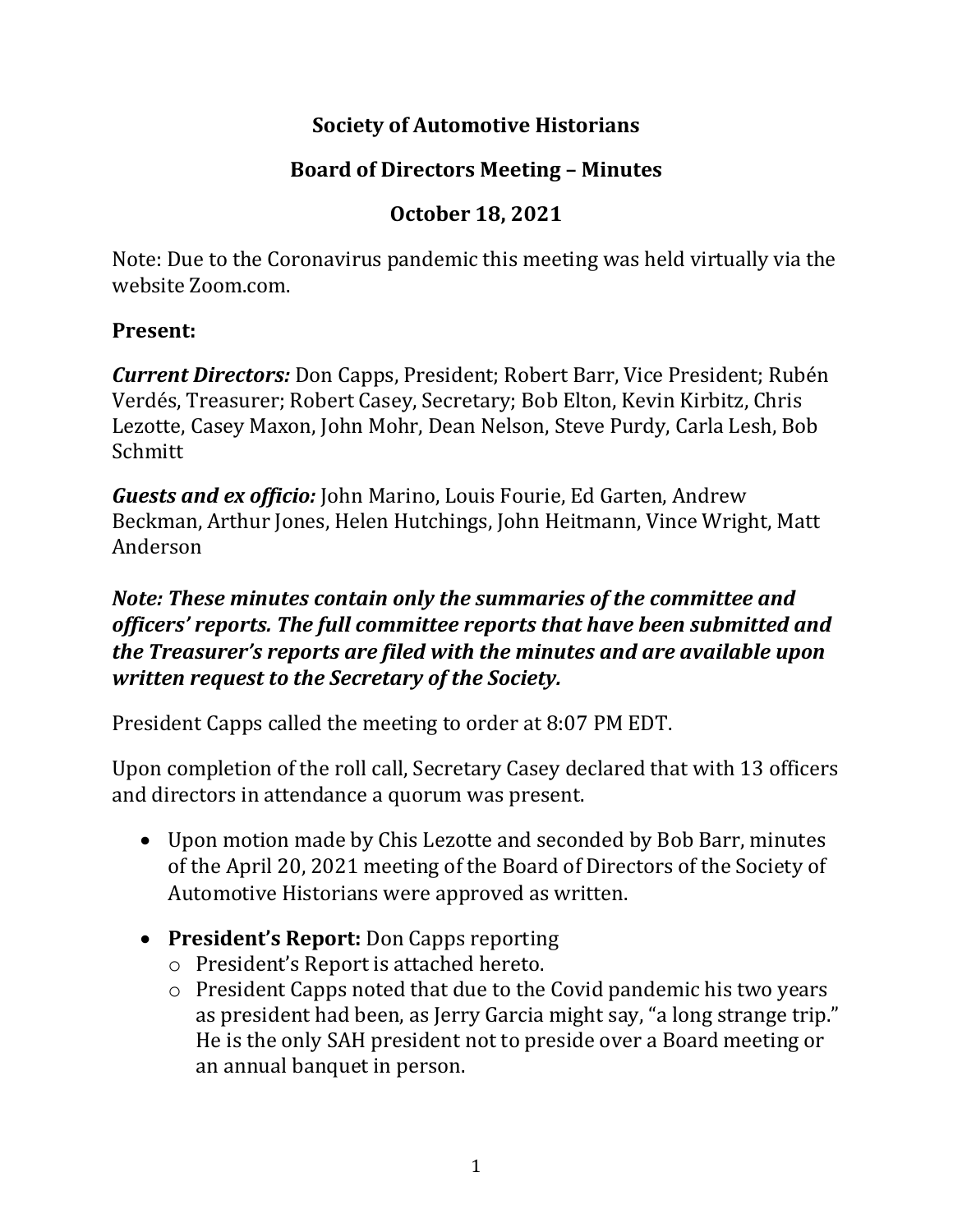# Society of Automotive Historians

## Board of Directors Meeting – Minutes

## October 18, 2021

Note: Due to the Coronavirus pandemic this meeting was held virtually via the website Zoom.com.

**Present:**

***Current Directors:*** Don Capps, President; Robert Barr, Vice President; Rubén Verdés, Treasurer; Robert Casey, Secretary; Bob Elton, Kevin Kirbitz, Chris Lezotte, Casey Maxon, John Mohr, Dean Nelson, Steve Purdy, Carla Lesh, Bob Schmitt

***Guests and ex officio:*** John Marino, Louis Fourie, Ed Garten, Andrew Beckman, Arthur Jones, Helen Hutchings, John Heitmann, Vince Wright, Matt Anderson

***Note: These minutes contain only the summaries of the committee and officers' reports. The full committee reports that have been submitted and the Treasurer's reports are filed with the minutes and are available upon written request to the Secretary of the Society.***

President Capps called the meeting to order at 8:07 PM EDT.

Upon completion of the roll call, Secretary Casey declared that with 13 officers and directors in attendance a quorum was present.

- Upon motion made by Chis Lezotte and seconded by Bob Barr, minutes of the April 20, 2021 meeting of the Board of Directors of the Society of Automotive Historians were approved as written.
- **President's Report:** Don Capps reporting
  - President's Report is attached hereto.
  - President Capps noted that due to the Covid pandemic his two years as president had been, as Jerry Garcia might say, "a long strange trip." He is the only SAH president not to preside over a Board meeting or an annual banquet in person.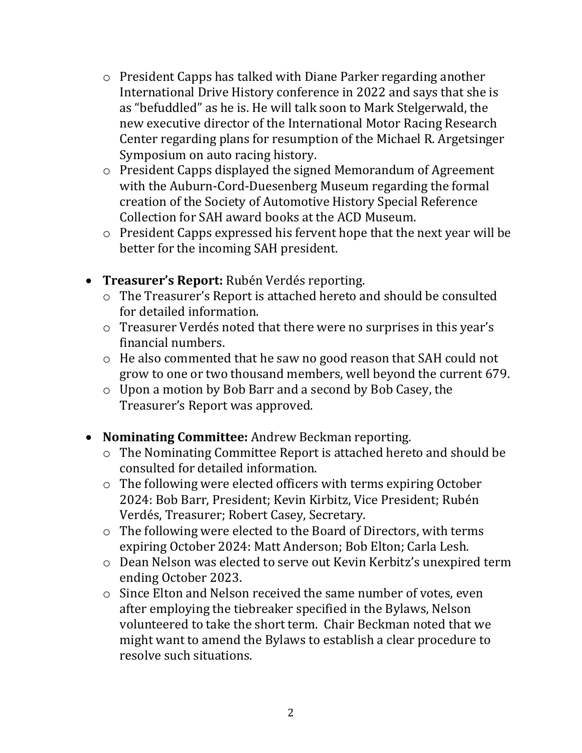- President Capps has talked with Diane Parker regarding another International Drive History conference in 2022 and says that she is as "befuddled" as he is. He will talk soon to Mark Stelgerwald, the new executive director of the International Motor Racing Research Center regarding plans for resumption of the Michael R. Argetsinger Symposium on auto racing history.
- President Capps displayed the signed Memorandum of Agreement with the Auburn-Cord-Duesenberg Museum regarding the formal creation of the Society of Automotive History Special Reference Collection for SAH award books at the ACD Museum.
- President Capps expressed his fervent hope that the next year will be better for the incoming SAH president.

- **Treasurer's Report:** Rubén Verdés reporting.
  - The Treasurer's Report is attached hereto and should be consulted for detailed information.
  - Treasurer Verdés noted that there were no surprises in this year's financial numbers.
  - He also commented that he saw no good reason that SAH could not grow to one or two thousand members, well beyond the current 679.
  - Upon a motion by Bob Barr and a second by Bob Casey, the Treasurer's Report was approved.

- **Nominating Committee:** Andrew Beckman reporting.
  - The Nominating Committee Report is attached hereto and should be consulted for detailed information.
  - The following were elected officers with terms expiring October 2024: Bob Barr, President; Kevin Kirbitz, Vice President; Rubén Verdés, Treasurer; Robert Casey, Secretary.
  - The following were elected to the Board of Directors, with terms expiring October 2024: Matt Anderson; Bob Elton; Carla Lesh.
  - Dean Nelson was elected to serve out Kevin Kerbitz's unexpired term ending October 2023.
  - Since Elton and Nelson received the same number of votes, even after employing the tiebreaker specified in the Bylaws, Nelson volunteered to take the short term. Chair Beckman noted that we might want to amend the Bylaws to establish a clear procedure to resolve such situations.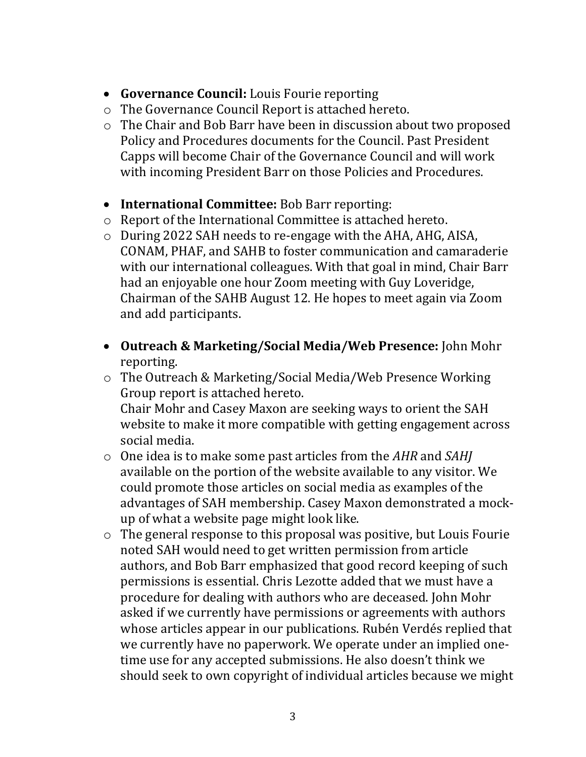- **Governance Council:** Louis Fourie reporting
    - The Governance Council Report is attached hereto.
    - The Chair and Bob Barr have been in discussion about two proposed Policy and Procedures documents for the Council. Past President Capps will become Chair of the Governance Council and will work with incoming President Barr on those Policies and Procedures.

- **International Committee:** Bob Barr reporting:
    - Report of the International Committee is attached hereto.
    - During 2022 SAH needs to re-engage with the AHA, AHG, AISA, CONAM, PHAF, and SAHB to foster communication and camaraderie with our international colleagues. With that goal in mind, Chair Barr had an enjoyable one hour Zoom meeting with Guy Loveridge, Chairman of the SAHB August 12. He hopes to meet again via Zoom and add participants.

- **Outreach & Marketing/Social Media/Web Presence:** John Mohr reporting.
    - The Outreach & Marketing/Social Media/Web Presence Working Group report is attached hereto.
      Chair Mohr and Casey Maxon are seeking ways to orient the SAH website to make it more compatible with getting engagement across social media.
    - One idea is to make some past articles from the *AHR* and *SAHJ* available on the portion of the website available to any visitor. We could promote those articles on social media as examples of the advantages of SAH membership. Casey Maxon demonstrated a mock-up of what a website page might look like.
    - The general response to this proposal was positive, but Louis Fourie noted SAH would need to get written permission from article authors, and Bob Barr emphasized that good record keeping of such permissions is essential. Chris Lezotte added that we must have a procedure for dealing with authors who are deceased. John Mohr asked if we currently have permissions or agreements with authors whose articles appear in our publications. Rubén Verdés replied that we currently have no paperwork. We operate under an implied one-time use for any accepted submissions. He also doesn't think we should seek to own copyright of individual articles because we might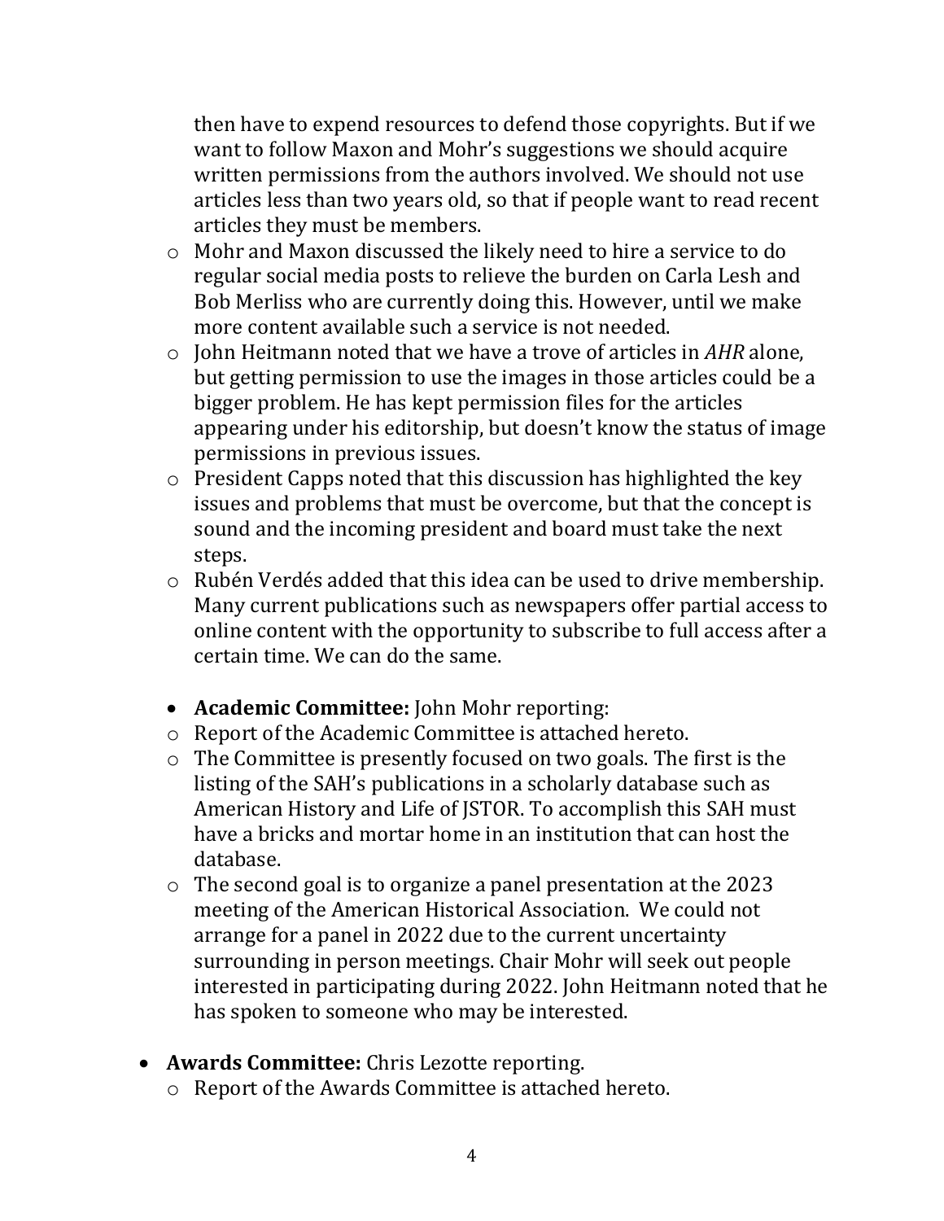then have to expend resources to defend those copyrights. But if we want to follow Maxon and Mohr's suggestions we should acquire written permissions from the authors involved. We should not use articles less than two years old, so that if people want to read recent articles they must be members.

- Mohr and Maxon discussed the likely need to hire a service to do regular social media posts to relieve the burden on Carla Lesh and Bob Merliss who are currently doing this. However, until we make more content available such a service is not needed.
- John Heitmann noted that we have a trove of articles in *AHR* alone, but getting permission to use the images in those articles could be a bigger problem. He has kept permission files for the articles appearing under his editorship, but doesn't know the status of image permissions in previous issues.
- President Capps noted that this discussion has highlighted the key issues and problems that must be overcome, but that the concept is sound and the incoming president and board must take the next steps.
- Rubén Verdés added that this idea can be used to drive membership. Many current publications such as newspapers offer partial access to online content with the opportunity to subscribe to full access after a certain time. We can do the same.

- **Academic Committee:** John Mohr reporting:
- Report of the Academic Committee is attached hereto.
- The Committee is presently focused on two goals. The first is the listing of the SAH's publications in a scholarly database such as American History and Life of JSTOR. To accomplish this SAH must have a bricks and mortar home in an institution that can host the database.
- The second goal is to organize a panel presentation at the 2023 meeting of the American Historical Association. We could not arrange for a panel in 2022 due to the current uncertainty surrounding in person meetings. Chair Mohr will seek out people interested in participating during 2022. John Heitmann noted that he has spoken to someone who may be interested.

- **Awards Committee:** Chris Lezotte reporting.
  - Report of the Awards Committee is attached hereto.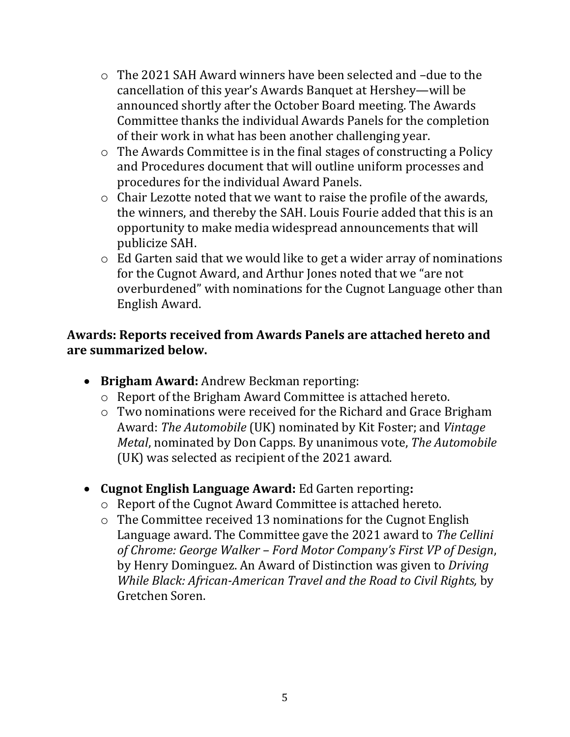- The 2021 SAH Award winners have been selected and –due to the cancellation of this year's Awards Banquet at Hershey—will be announced shortly after the October Board meeting. The Awards Committee thanks the individual Awards Panels for the completion of their work in what has been another challenging year.
- The Awards Committee is in the final stages of constructing a Policy and Procedures document that will outline uniform processes and procedures for the individual Award Panels.
- Chair Lezotte noted that we want to raise the profile of the awards, the winners, and thereby the SAH. Louis Fourie added that this is an opportunity to make media widespread announcements that will publicize SAH.
- Ed Garten said that we would like to get a wider array of nominations for the Cugnot Award, and Arthur Jones noted that we "are not overburdened" with nominations for the Cugnot Language other than English Award.

**Awards: Reports received from Awards Panels are attached hereto and are summarized below.**

- **Brigham Award:** Andrew Beckman reporting:
  - Report of the Brigham Award Committee is attached hereto.
  - Two nominations were received for the Richard and Grace Brigham Award: *The Automobile* (UK) nominated by Kit Foster; and *Vintage Metal*, nominated by Don Capps. By unanimous vote, *The Automobile* (UK) was selected as recipient of the 2021 award.

- **Cugnot English Language Award:** Ed Garten reporting**:**
  - Report of the Cugnot Award Committee is attached hereto.
  - The Committee received 13 nominations for the Cugnot English Language award. The Committee gave the 2021 award to *The Cellini of Chrome: George Walker – Ford Motor Company's First VP of Design*, by Henry Dominguez. An Award of Distinction was given to *Driving While Black: African-American Travel and the Road to Civil Rights,* by Gretchen Soren.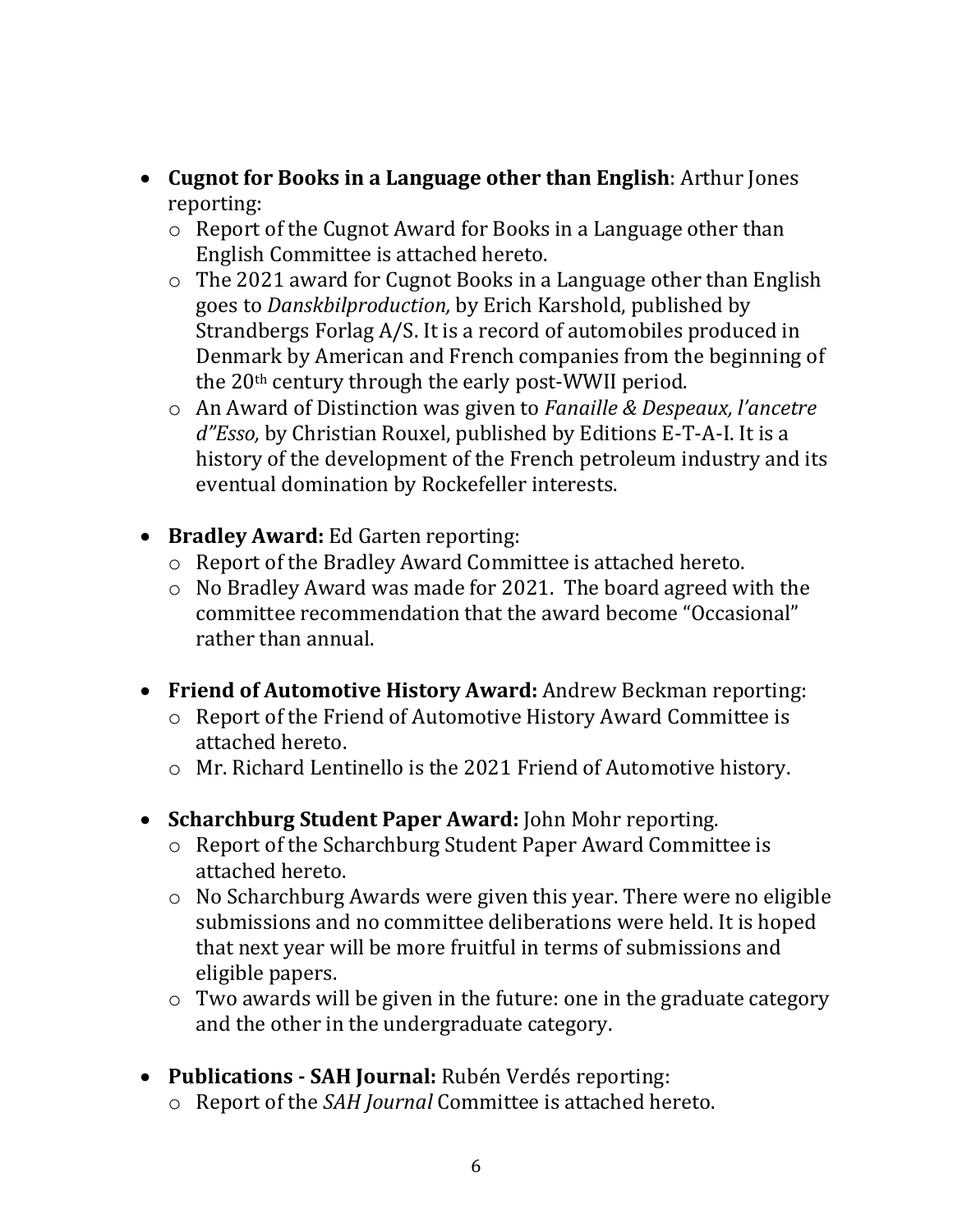- **Cugnot for Books in a Language other than English**: Arthur Jones reporting:
  - Report of the Cugnot Award for Books in a Language other than English Committee is attached hereto.
  - The 2021 award for Cugnot Books in a Language other than English goes to *Danskbilproduction,* by Erich Karshold, published by Strandbergs Forlag A/S. It is a record of automobiles produced in Denmark by American and French companies from the beginning of the 20th century through the early post-WWII period.
  - An Award of Distinction was given to *Fanaille & Despeaux, l'ancetre d"Esso,* by Christian Rouxel, published by Editions E-T-A-I. It is a history of the development of the French petroleum industry and its eventual domination by Rockefeller interests.

- **Bradley Award:** Ed Garten reporting:
  - Report of the Bradley Award Committee is attached hereto.
  - No Bradley Award was made for 2021. The board agreed with the committee recommendation that the award become "Occasional" rather than annual.

- **Friend of Automotive History Award:** Andrew Beckman reporting:
  - Report of the Friend of Automotive History Award Committee is attached hereto.
  - Mr. Richard Lentinello is the 2021 Friend of Automotive history.

- **Scharchburg Student Paper Award:** John Mohr reporting.
  - Report of the Scharchburg Student Paper Award Committee is attached hereto.
  - No Scharchburg Awards were given this year. There were no eligible submissions and no committee deliberations were held. It is hoped that next year will be more fruitful in terms of submissions and eligible papers.
  - Two awards will be given in the future: one in the graduate category and the other in the undergraduate category.

- **Publications - SAH Journal:** Rubén Verdés reporting:
  - Report of the *SAH Journal* Committee is attached hereto.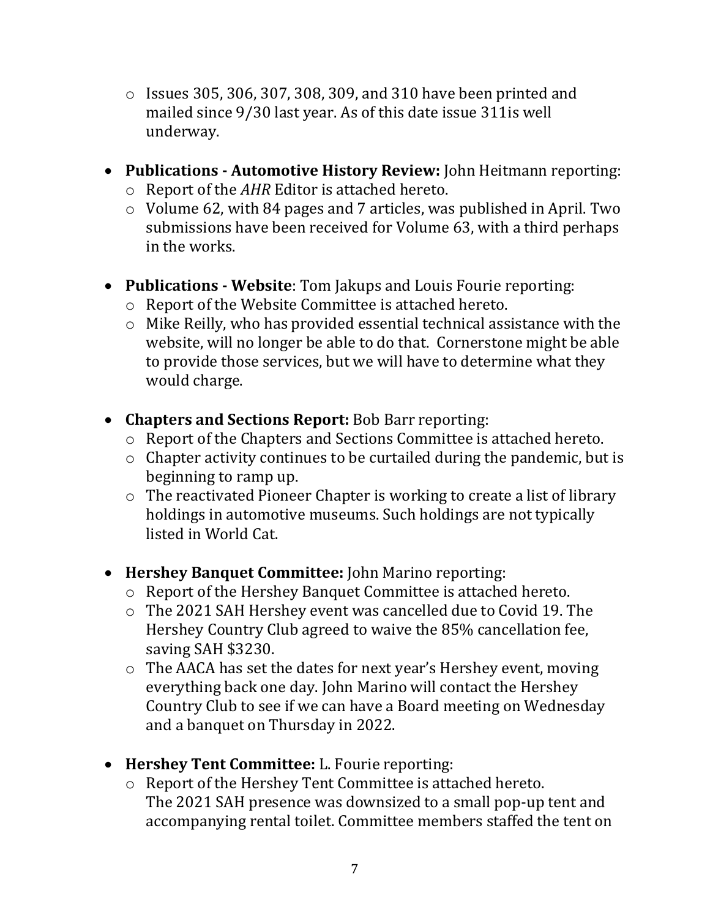- Issues 305, 306, 307, 308, 309, and 310 have been printed and mailed since 9/30 last year. As of this date issue 311is well underway.

- **Publications - Automotive History Review:** John Heitmann reporting:
  - Report of the *AHR* Editor is attached hereto.
  - Volume 62, with 84 pages and 7 articles, was published in April. Two submissions have been received for Volume 63, with a third perhaps in the works.

- **Publications - Website**: Tom Jakups and Louis Fourie reporting:
  - Report of the Website Committee is attached hereto.
  - Mike Reilly, who has provided essential technical assistance with the website, will no longer be able to do that. Cornerstone might be able to provide those services, but we will have to determine what they would charge.

- **Chapters and Sections Report:** Bob Barr reporting:
  - Report of the Chapters and Sections Committee is attached hereto.
  - Chapter activity continues to be curtailed during the pandemic, but is beginning to ramp up.
  - The reactivated Pioneer Chapter is working to create a list of library holdings in automotive museums. Such holdings are not typically listed in World Cat.

- **Hershey Banquet Committee:** John Marino reporting:
  - Report of the Hershey Banquet Committee is attached hereto.
  - The 2021 SAH Hershey event was cancelled due to Covid 19. The Hershey Country Club agreed to waive the 85% cancellation fee, saving SAH $3230.
  - The AACA has set the dates for next year's Hershey event, moving everything back one day. John Marino will contact the Hershey Country Club to see if we can have a Board meeting on Wednesday and a banquet on Thursday in 2022.

- **Hershey Tent Committee:** L. Fourie reporting:
  - Report of the Hershey Tent Committee is attached hereto.
    The 2021 SAH presence was downsized to a small pop-up tent and accompanying rental toilet. Committee members staffed the tent on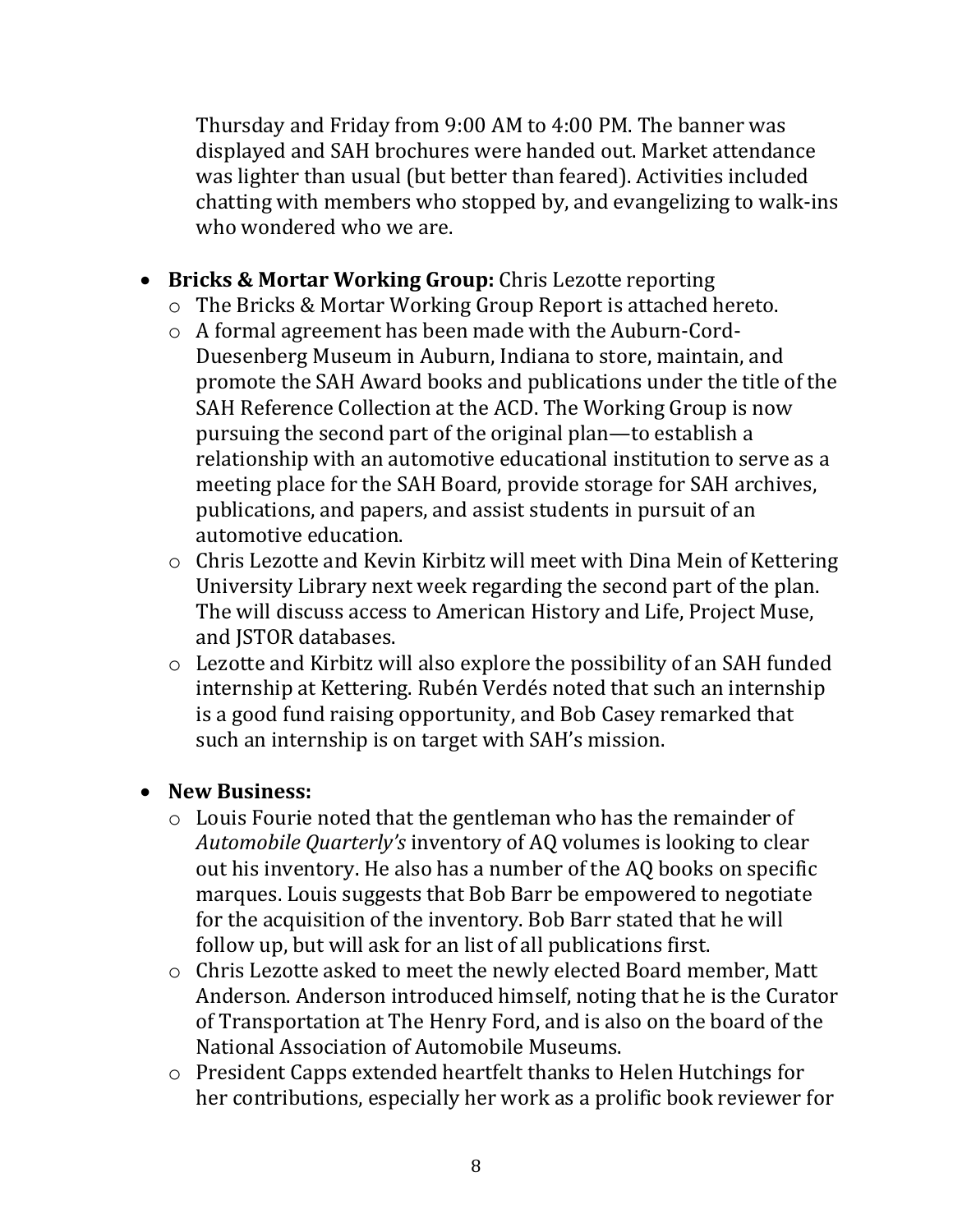Thursday and Friday from 9:00 AM to 4:00 PM. The banner was displayed and SAH brochures were handed out. Market attendance was lighter than usual (but better than feared). Activities included chatting with members who stopped by, and evangelizing to walk-ins who wondered who we are.

- **Bricks & Mortar Working Group:** Chris Lezotte reporting
  - The Bricks & Mortar Working Group Report is attached hereto.
  - A formal agreement has been made with the Auburn-Cord-Duesenberg Museum in Auburn, Indiana to store, maintain, and promote the SAH Award books and publications under the title of the SAH Reference Collection at the ACD. The Working Group is now pursuing the second part of the original plan—to establish a relationship with an automotive educational institution to serve as a meeting place for the SAH Board, provide storage for SAH archives, publications, and papers, and assist students in pursuit of an automotive education.
  - Chris Lezotte and Kevin Kirbitz will meet with Dina Mein of Kettering University Library next week regarding the second part of the plan. The will discuss access to American History and Life, Project Muse, and JSTOR databases.
  - Lezotte and Kirbitz will also explore the possibility of an SAH funded internship at Kettering. Rubén Verdés noted that such an internship is a good fund raising opportunity, and Bob Casey remarked that such an internship is on target with SAH's mission.

- **New Business:**
  - Louis Fourie noted that the gentleman who has the remainder of *Automobile Quarterly's* inventory of AQ volumes is looking to clear out his inventory. He also has a number of the AQ books on specific marques. Louis suggests that Bob Barr be empowered to negotiate for the acquisition of the inventory. Bob Barr stated that he will follow up, but will ask for an list of all publications first.
  - Chris Lezotte asked to meet the newly elected Board member, Matt Anderson. Anderson introduced himself, noting that he is the Curator of Transportation at The Henry Ford, and is also on the board of the National Association of Automobile Museums.
  - President Capps extended heartfelt thanks to Helen Hutchings for her contributions, especially her work as a prolific book reviewer for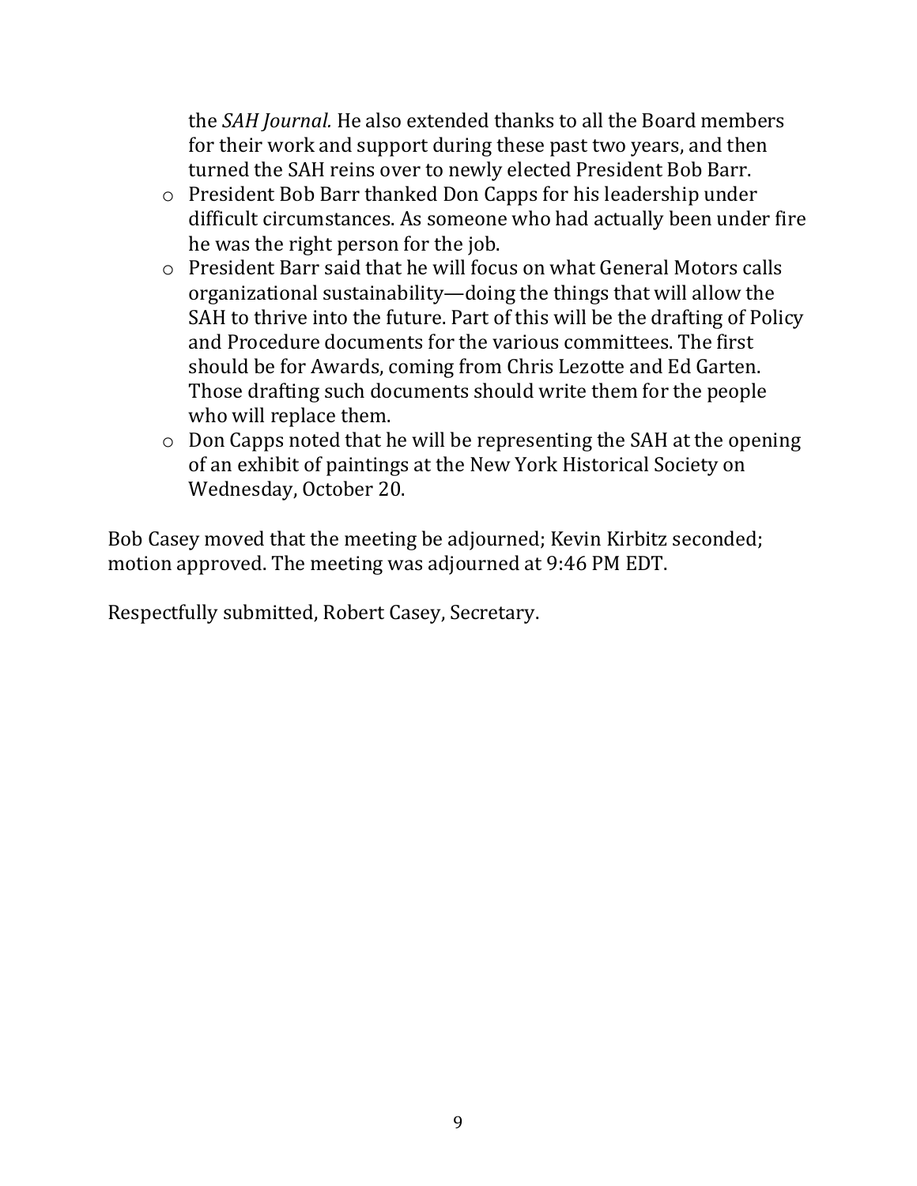the *SAH Journal.* He also extended thanks to all the Board members for their work and support during these past two years, and then turned the SAH reins over to newly elected President Bob Barr.

- President Bob Barr thanked Don Capps for his leadership under difficult circumstances. As someone who had actually been under fire he was the right person for the job.
- President Barr said that he will focus on what General Motors calls organizational sustainability—doing the things that will allow the SAH to thrive into the future. Part of this will be the drafting of Policy and Procedure documents for the various committees. The first should be for Awards, coming from Chris Lezotte and Ed Garten. Those drafting such documents should write them for the people who will replace them.
- Don Capps noted that he will be representing the SAH at the opening of an exhibit of paintings at the New York Historical Society on Wednesday, October 20.

Bob Casey moved that the meeting be adjourned; Kevin Kirbitz seconded; motion approved. The meeting was adjourned at 9:46 PM EDT.

Respectfully submitted, Robert Casey, Secretary.